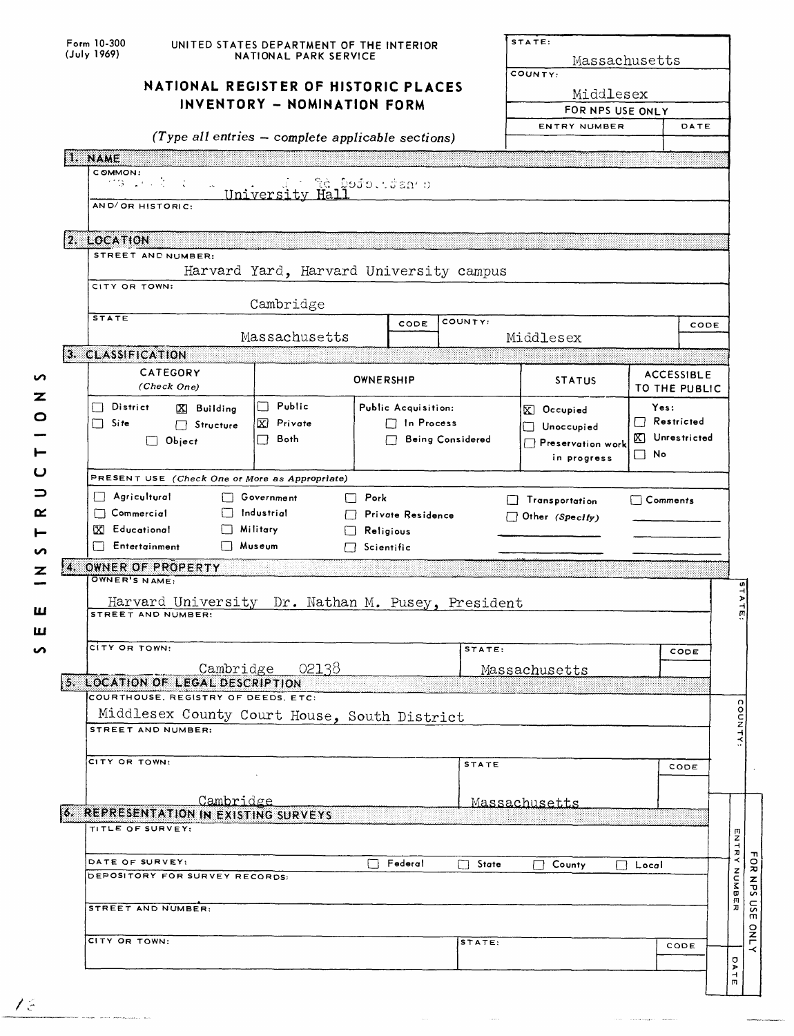Form 10-300
(July 1969)

UNITED STATES DEPARTMENT OF THE INTERIOR
NATIONAL PARK SERVICE

# NATIONAL REGISTER OF HISTORIC PLACES INVENTORY - NOMINATION FORM

*(Type all entries – complete applicable sections)*

| STATE: | |
|---|---|
| Massachusetts | |
| COUNTY: | |
| Middlesex | |
| FOR NPS USE ONLY | |
| ENTRY NUMBER | DATE |
| | |

## 1. NAME

COMMON:
University Hall

AND/OR HISTORIC:

## 2. LOCATION

STREET AND NUMBER:
Harvard Yard, Harvard University campus

CITY OR TOWN:
Cambridge

| STATE | CODE | COUNTY: | CODE |
|---|---|---|---|
| Massachusetts | | Middlesex | |

## 3. CLASSIFICATION

| CATEGORY (Check One) | OWNERSHIP | | STATUS | ACCESSIBLE TO THE PUBLIC |
|---|---|---|---|---|
| ☐ District ☒ Building | ☐ Public | Public Acquisition: | ☒ Occupied | Yes: |
| ☐ Site ☐ Structure | ☒ Private | ☐ In Process | ☐ Unoccupied | ☐ Restricted |
| ☐ Object | ☐ Both | ☐ Being Considered | ☐ Preservation work in progress | ☒ Unrestricted |
| | | | | ☐ No |

PRESENT USE *(Check One or More as Appropriate)*

| | | | | |
|---|---|---|---|---|
| ☐ Agricultural | ☐ Government | ☐ Park | ☐ Transportation | ☐ Comments |
| ☐ Commercial | ☐ Industrial | ☐ Private Residence | ☐ Other *(Specify)* | |
| ☒ Educational | ☐ Military | ☐ Religious | | |
| ☐ Entertainment | ☐ Museum | ☐ Scientific | | |

SEE INSTRUCTIONS

## 4. OWNER OF PROPERTY

OWNER'S NAME:
Harvard University Dr. Nathan M. Pusey, President

STREET AND NUMBER:

| CITY OR TOWN: | STATE: | CODE |
|---|---|---|
| Cambridge 02138 | Massachusetts | |

## 5. LOCATION OF LEGAL DESCRIPTION

COURTHOUSE, REGISTRY OF DEEDS, ETC:
Middlesex County Court House, South District

STREET AND NUMBER:

| CITY OR TOWN: | STATE | CODE |
|---|---|---|
| Cambridge | Massachusetts | |

## 6. REPRESENTATION IN EXISTING SURVEYS

TITLE OF SURVEY:

DATE OF SURVEY: ☐ Federal ☐ State ☐ County ☐ Local

DEPOSITORY FOR SURVEY RECORDS:

STREET AND NUMBER:

| CITY OR TOWN: | STATE: | CODE |
|---|---|---|
| | | |

STATE: / COUNTY: / FOR NPS USE ONLY — ENTRY NUMBER / DATE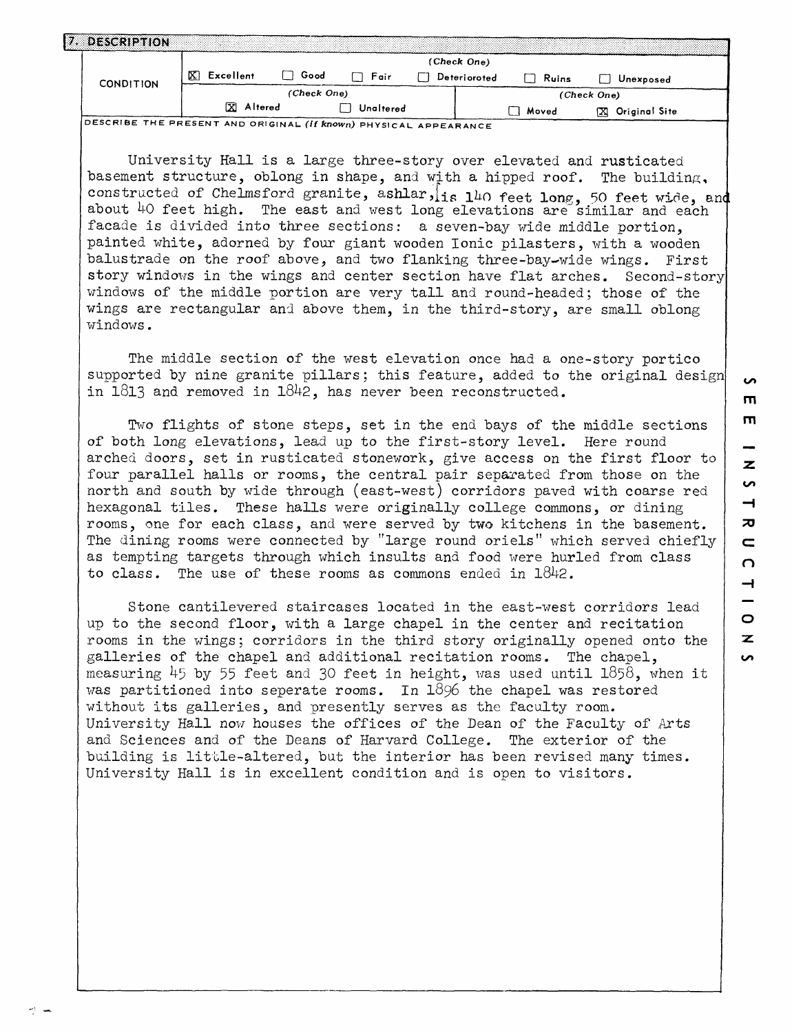## 7. DESCRIPTION

| CONDITION | (Check One) | | | | | |
|---|---|---|---|---|---|---|
| | [X] Excellent | [ ] Good | [ ] Fair | [ ] Deteriorated | [ ] Ruins | [ ] Unexposed |
| | (Check One) | | | (Check One) | | |
| | [X] Altered | [ ] Unaltered | | [ ] Moved | [X] Original Site | |

DESCRIBE THE PRESENT AND ORIGINAL *(if known)* PHYSICAL APPEARANCE

University Hall is a large three-story over elevated and rusticated basement structure, oblong in shape, and with a hipped roof. The building, constructed of Chelmsford granite, ashlar, is 140 feet long, 50 feet wide, and about 40 feet high. The east and west long elevations are similar and each facade is divided into three sections: a seven-bay wide middle portion, painted white, adorned by four giant wooden Ionic pilasters, with a wooden balustrade on the roof above, and two flanking three-bay-wide wings. First story windows in the wings and center section have flat arches. Second-story windows of the middle portion are very tall and round-headed; those of the wings are rectangular and above them, in the third-story, are small oblong windows.

The middle section of the west elevation once had a one-story portico supported by nine granite pillars; this feature, added to the original design in 1813 and removed in 1842, has never been reconstructed.

Two flights of stone steps, set in the end bays of the middle sections of both long elevations, lead up to the first-story level. Here round arched doors, set in rusticated stonework, give access on the first floor to four parallel halls or rooms, the central pair separated from those on the north and south by wide through (east-west) corridors paved with coarse red hexagonal tiles. These halls were originally college commons, or dining rooms, one for each class, and were served by two kitchens in the basement. The dining rooms were connected by "large round oriels" which served chiefly as tempting targets through which insults and food were hurled from class to class. The use of these rooms as commons ended in 1842.

Stone cantilevered staircases located in the east-west corridors lead up to the second floor, with a large chapel in the center and recitation rooms in the wings; corridors in the third story originally opened onto the galleries of the chapel and additional recitation rooms. The chapel, measuring 45 by 55 feet and 30 feet in height, was used until 1858, when it was partitioned into seperate rooms. In 1896 the chapel was restored without its galleries, and presently serves as the faculty room. University Hall now houses the offices of the Dean of the Faculty of Arts and Sciences and of the Deans of Harvard College. The exterior of the building is little-altered, but the interior has been revised many times. University Hall is in excellent condition and is open to visitors.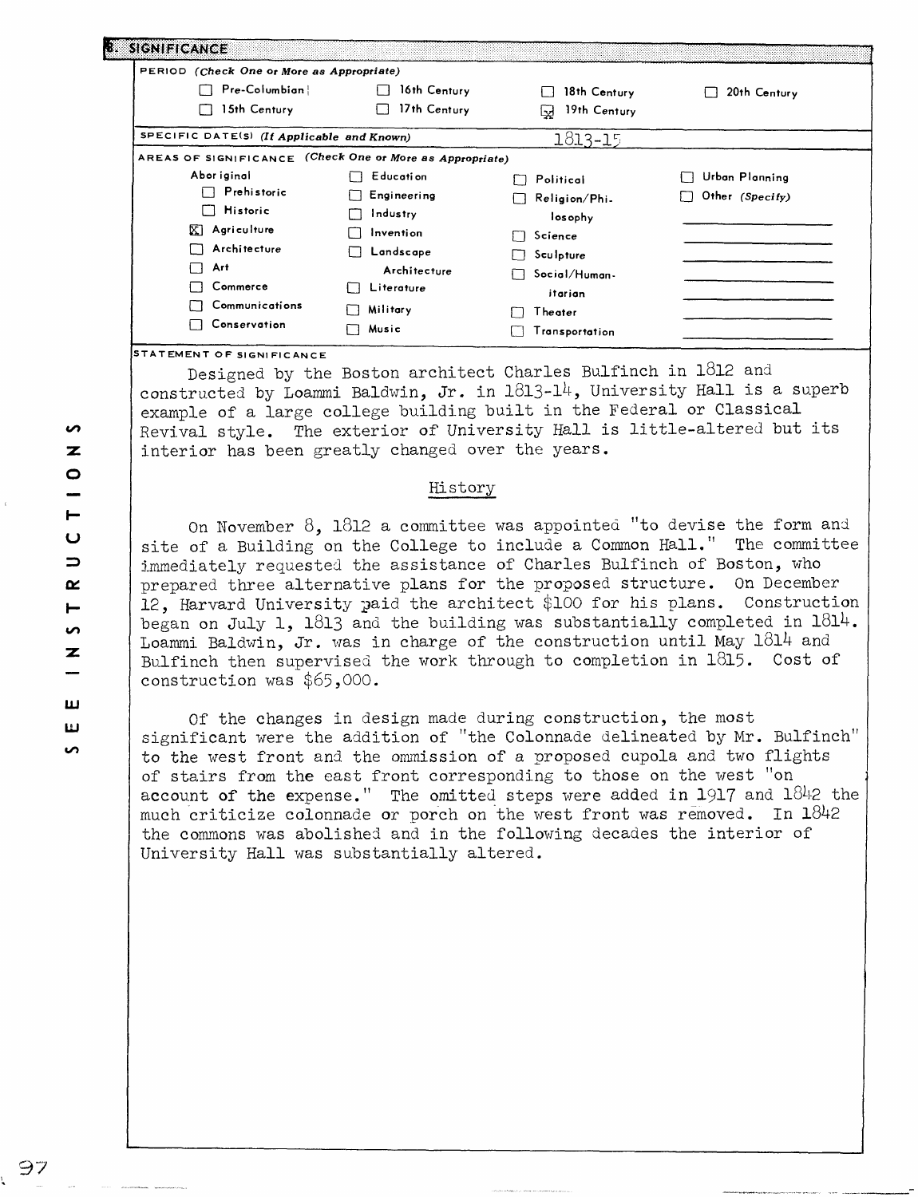## 8. SIGNIFICANCE

PERIOD *(Check One or More as Appropriate)*

| | | | |
|---|---|---|---|
| ☐ Pre-Columbian | ☐ 16th Century | ☐ 18th Century | ☐ 20th Century |
| ☐ 15th Century | ☐ 17th Century | ☒ 19th Century | |

SPECIFIC DATE(S) *(If Applicable and Known)* 1813-15

AREAS OF SIGNIFICANCE *(Check One or More as Appropriate)*

| | | | |
|---|---|---|---|
| Aboriginal | ☐ Education | ☐ Political | ☐ Urban Planning |
| ☐ Prehistoric | ☐ Engineering | ☐ Religion/Philosophy | ☐ Other *(Specify)* |
| ☐ Historic | ☐ Industry | ☐ Science | |
| ☒ Agriculture | ☐ Invention | ☐ Sculpture | |
| ☐ Architecture | ☐ Landscape Architecture | ☐ Social/Humanitarian | |
| ☐ Art | ☐ Literature | ☐ Theater | |
| ☐ Commerce | ☐ Military | ☐ Transportation | |
| ☐ Communications | ☐ Music | | |
| ☐ Conservation | | | |

STATEMENT OF SIGNIFICANCE

Designed by the Boston architect Charles Bulfinch in 1812 and constructed by Loammi Baldwin, Jr. in 1813-14, University Hall is a superb example of a large college building built in the Federal or Classical Revival style. The exterior of University Hall is little-altered but its interior has been greatly changed over the years.

History

On November 8, 1812 a committee was appointed "to devise the form and site of a Building on the College to include a Common Hall." The committee immediately requested the assistance of Charles Bulfinch of Boston, who prepared three alternative plans for the proposed structure. On December 12, Harvard University paid the architect $100 for his plans. Construction began on July 1, 1813 and the building was substantially completed in 1814. Loammi Baldwin, Jr. was in charge of the construction until May 1814 and Bulfinch then supervised the work through to completion in 1815. Cost of construction was $65,000.

Of the changes in design made during construction, the most significant were the addition of "the Colonnade delineated by Mr. Bulfinch" to the west front and the ommission of a proposed cupola and two flights of stairs from the east front corresponding to those on the west "on account of the expense." The omitted steps were added in 1917 and 1842 the much criticize colonnade or porch on the west front was removed. In 1842 the commons was abolished and in the following decades the interior of University Hall was substantially altered.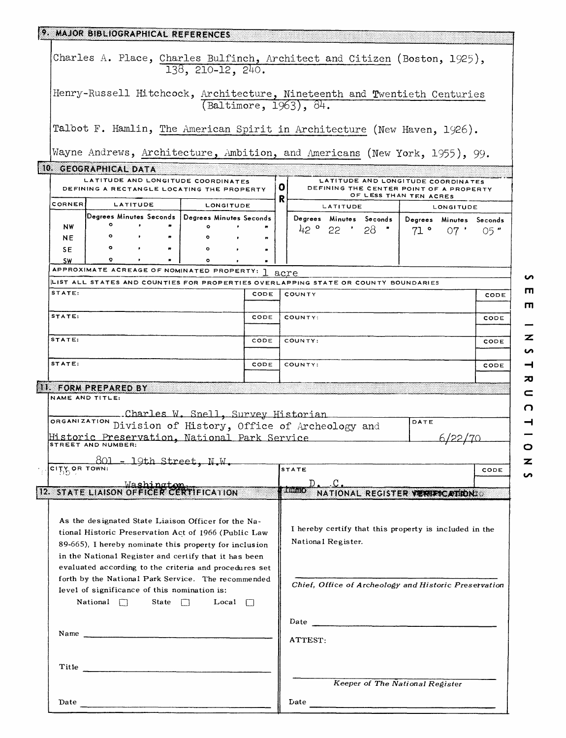## 9. MAJOR BIBLIOGRAPHICAL REFERENCES

Charles A. Place, Charles Bulfinch, Architect and Citizen (Boston, 1925), 138, 210-12, 240.

Henry-Russell Hitchcock, Architecture, Nineteenth and Twentieth Centuries (Baltimore, 1963), 84.

Talbot F. Hamlin, The American Spirit in Architecture (New Haven, 1926).

Wayne Andrews, Architecture, Ambition, and Americans (New York, 1955), 99.

## 10. GEOGRAPHICAL DATA

| LATITUDE AND LONGITUDE COORDINATES DEFINING A RECTANGLE LOCATING THE PROPERTY | | | OR | LATITUDE AND LONGITUDE COORDINATES DEFINING THE CENTER POINT OF A PROPERTY OF LESS THAN TEN ACRES | |
|---|---|---|---|---|---|
| CORNER | LATITUDE | LONGITUDE | | LATITUDE | LONGITUDE |
| | Degrees Minutes Seconds | Degrees Minutes Seconds | | Degrees Minutes Seconds | Degrees Minutes Seconds |
| NW | ° ' " | ° ' " | | 42 ° 22 ' 28 " | 71 ° 07 ' 05 " |
| NE | ° ' " | ° ' " | | | |
| SE | ° ' " | ° ' " | | | |
| SW | ° ' " | ° ' " | | | |

APPROXIMATE ACREAGE OF NOMINATED PROPERTY: 1 acre

LIST ALL STATES AND COUNTIES FOR PROPERTIES OVERLAPPING STATE OR COUNTY BOUNDARIES

| STATE: | CODE | COUNTY | CODE |
|---|---|---|---|
| STATE: | CODE | COUNTY: | CODE |
| STATE: | CODE | COUNTY: | CODE |
| STATE: | CODE | COUNTY: | CODE |

SEE INSTRUCTIONS

## 11. FORM PREPARED BY

NAME AND TITLE:
Charles W. Snell, Survey Historian

ORGANIZATION: Division of History, Office of Archeology and Historic Preservation, National Park Service

DATE: 6/22/70

STREET AND NUMBER:
801 - 19th Street, N.W.

CITY OR TOWN: Washington

STATE: D. C.

CODE:

## 12. STATE LIAISON OFFICER CERTIFICATION

As the designated State Liaison Officer for the National Historic Preservation Act of 1966 (Public Law 89-665), I hereby nominate this property for inclusion in the National Register and certify that it has been evaluated according to the criteria and procedures set forth by the National Park Service. The recommended level of significance of this nomination is:

National ☐ State ☐ Local ☐

Name ______________________

Title ______________________

Date ______________________

## NATIONAL REGISTER VERIFICATION

I hereby certify that this property is included in the National Register.

______________________

*Chief, Office of Archeology and Historic Preservation*

Date ______________________

ATTEST:

______________________

*Keeper of The National Register*

Date ______________________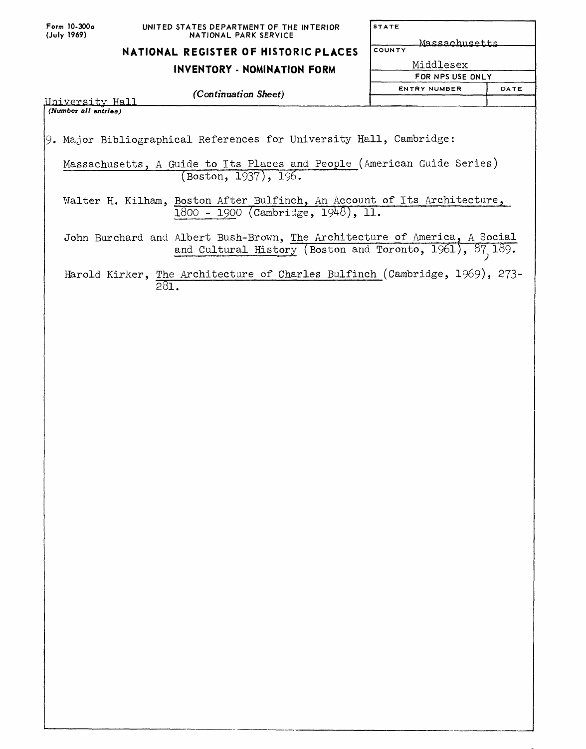Form 10-300a
(July 1969)

UNITED STATES DEPARTMENT OF THE INTERIOR
NATIONAL PARK SERVICE

**NATIONAL REGISTER OF HISTORIC PLACES**

**INVENTORY - NOMINATION FORM**

*(Continuation Sheet)*

| STATE | |
|---|---|
| Massachusetts | |
| COUNTY | |
| Middlesex | |
| FOR NPS USE ONLY | |
| ENTRY NUMBER | DATE |
| | |

University Hall
*(Number all entries)*

9. Major Bibliographical References for University Hall, Cambridge:

Massachusetts, A Guide to Its Places and People (American Guide Series) (Boston, 1937), 196.

Walter H. Kilham, Boston After Bulfinch, An Account of Its Architecture, 1800 - 1900 (Cambridge, 1948), 11.

John Burchard and Albert Bush-Brown, The Architecture of America, A Social and Cultural History (Boston and Toronto, 1961), 87, 189.

Harold Kirker, The Architecture of Charles Bulfinch (Cambridge, 1969), 273-281.